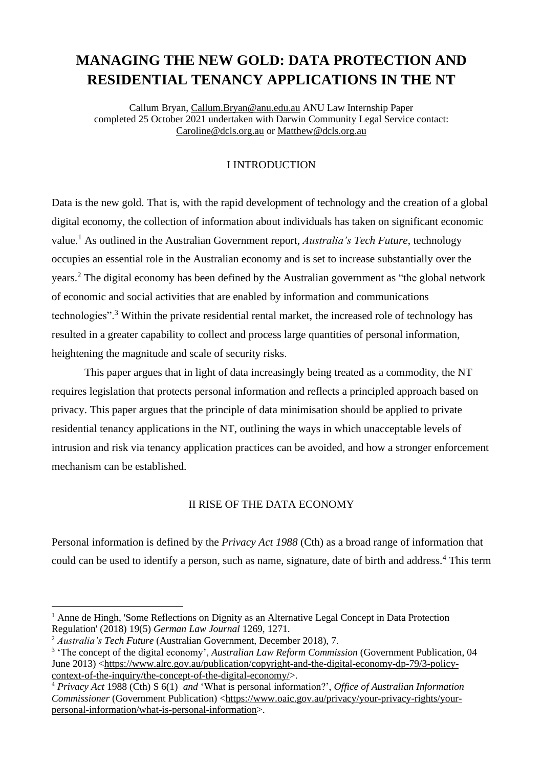# MANAGING THE NEW GOLD: DATA PROTECTION AND RESIDENTIAL TENANCY APPLICATIONS IN THE NT

Callum Bryan, Callum.Bryan@anu.edu.au ANU Law Internship Paper completed 25 October 2021 undertaken with Darwin Community Legal Service contact: Caroline@dcls.org.au or Matthew@dcls.org.au

## I INTRODUCTION

Data is the new gold. That is, with the rapid development of technology and the creation of a global digital economy, the collection of information about individuals has taken on significant economic value.[1] As outlined in the Australian Government report, *Australia's Tech Future*, technology occupies an essential role in the Australian economy and is set to increase substantially over the years.[2] The digital economy has been defined by the Australian government as "the global network of economic and social activities that are enabled by information and communications technologies".[3] Within the private residential rental market, the increased role of technology has resulted in a greater capability to collect and process large quantities of personal information, heightening the magnitude and scale of security risks.

This paper argues that in light of data increasingly being treated as a commodity, the NT requires legislation that protects personal information and reflects a principled approach based on privacy. This paper argues that the principle of data minimisation should be applied to private residential tenancy applications in the NT, outlining the ways in which unacceptable levels of intrusion and risk via tenancy application practices can be avoided, and how a stronger enforcement mechanism can be established.

## II RISE OF THE DATA ECONOMY

Personal information is defined by the *Privacy Act 1988* (Cth) as a broad range of information that could can be used to identify a person, such as name, signature, date of birth and address.[4] This term

---

[1] Anne de Hingh, 'Some Reflections on Dignity as an Alternative Legal Concept in Data Protection Regulation' (2018) 19(5) *German Law Journal* 1269, 1271.

[2] *Australia's Tech Future* (Australian Government, December 2018), 7.

[3] 'The concept of the digital economy', *Australian Law Reform Commission* (Government Publication, 04 June 2013) <https://www.alrc.gov.au/publication/copyright-and-the-digital-economy-dp-79/3-policy-context-of-the-inquiry/the-concept-of-the-digital-economy/>.

[4] *Privacy Act* 1988 (Cth) S 6(1) *and* 'What is personal information?', *Office of Australian Information Commissioner* (Government Publication) <https://www.oaic.gov.au/privacy/your-privacy-rights/your-personal-information/what-is-personal-information>.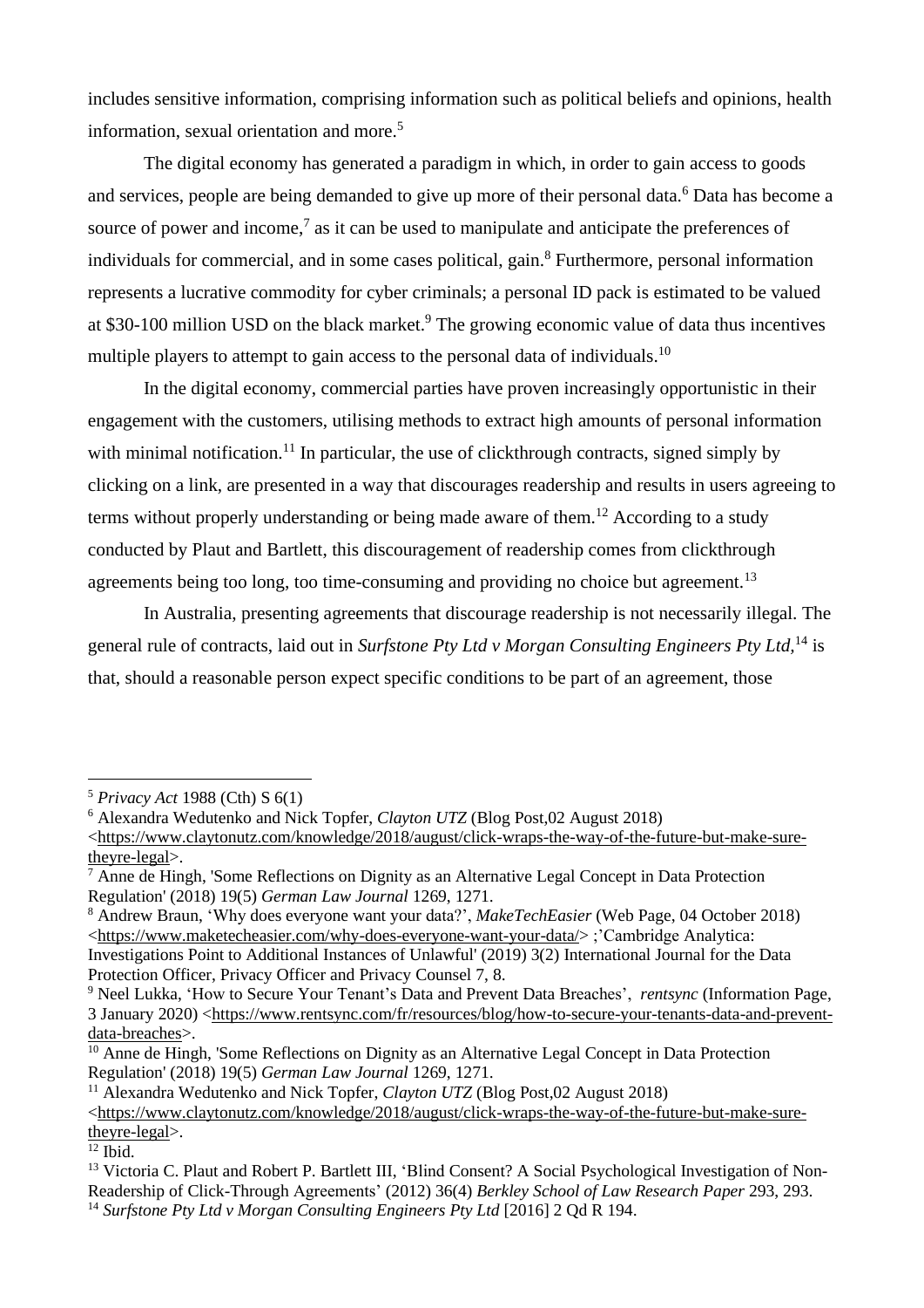includes sensitive information, comprising information such as political beliefs and opinions, health information, sexual orientation and more.[5]

The digital economy has generated a paradigm in which, in order to gain access to goods and services, people are being demanded to give up more of their personal data.[6] Data has become a source of power and income,[7] as it can be used to manipulate and anticipate the preferences of individuals for commercial, and in some cases political, gain.[8] Furthermore, personal information represents a lucrative commodity for cyber criminals; a personal ID pack is estimated to be valued at $30-100 million USD on the black market.[9] The growing economic value of data thus incentives multiple players to attempt to gain access to the personal data of individuals.[10]

In the digital economy, commercial parties have proven increasingly opportunistic in their engagement with the customers, utilising methods to extract high amounts of personal information with minimal notification.[11] In particular, the use of clickthrough contracts, signed simply by clicking on a link, are presented in a way that discourages readership and results in users agreeing to terms without properly understanding or being made aware of them.[12] According to a study conducted by Plaut and Bartlett, this discouragement of readership comes from clickthrough agreements being too long, too time-consuming and providing no choice but agreement.[13]

In Australia, presenting agreements that discourage readership is not necessarily illegal. The general rule of contracts, laid out in *Surfstone Pty Ltd v Morgan Consulting Engineers Pty Ltd*,[14] is that, should a reasonable person expect specific conditions to be part of an agreement, those

---

[5] *Privacy Act* 1988 (Cth) S 6(1)

[6] Alexandra Wedutenko and Nick Topfer, *Clayton UTZ* (Blog Post,02 August 2018) <https://www.claytonutz.com/knowledge/2018/august/click-wraps-the-way-of-the-future-but-make-sure-theyre-legal>.

[7] Anne de Hingh, 'Some Reflections on Dignity as an Alternative Legal Concept in Data Protection Regulation' (2018) 19(5) *German Law Journal* 1269, 1271.

[8] Andrew Braun, 'Why does everyone want your data?', *MakeTechEasier* (Web Page, 04 October 2018) <https://www.maketecheasier.com/why-does-everyone-want-your-data/> ;'Cambridge Analytica: Investigations Point to Additional Instances of Unlawful' (2019) 3(2) International Journal for the Data Protection Officer, Privacy Officer and Privacy Counsel 7, 8.

[9] Neel Lukka, 'How to Secure Your Tenant's Data and Prevent Data Breaches', *rentsync* (Information Page, 3 January 2020) <https://www.rentsync.com/fr/resources/blog/how-to-secure-your-tenants-data-and-prevent-data-breaches>.

[10] Anne de Hingh, 'Some Reflections on Dignity as an Alternative Legal Concept in Data Protection Regulation' (2018) 19(5) *German Law Journal* 1269, 1271.

[11] Alexandra Wedutenko and Nick Topfer, *Clayton UTZ* (Blog Post,02 August 2018) <https://www.claytonutz.com/knowledge/2018/august/click-wraps-the-way-of-the-future-but-make-sure-theyre-legal>.

[12] Ibid.

[13] Victoria C. Plaut and Robert P. Bartlett III, 'Blind Consent? A Social Psychological Investigation of Non-Readership of Click-Through Agreements' (2012) 36(4) *Berkley School of Law Research Paper* 293, 293.

[14] *Surfstone Pty Ltd v Morgan Consulting Engineers Pty Ltd* [2016] 2 Qd R 194.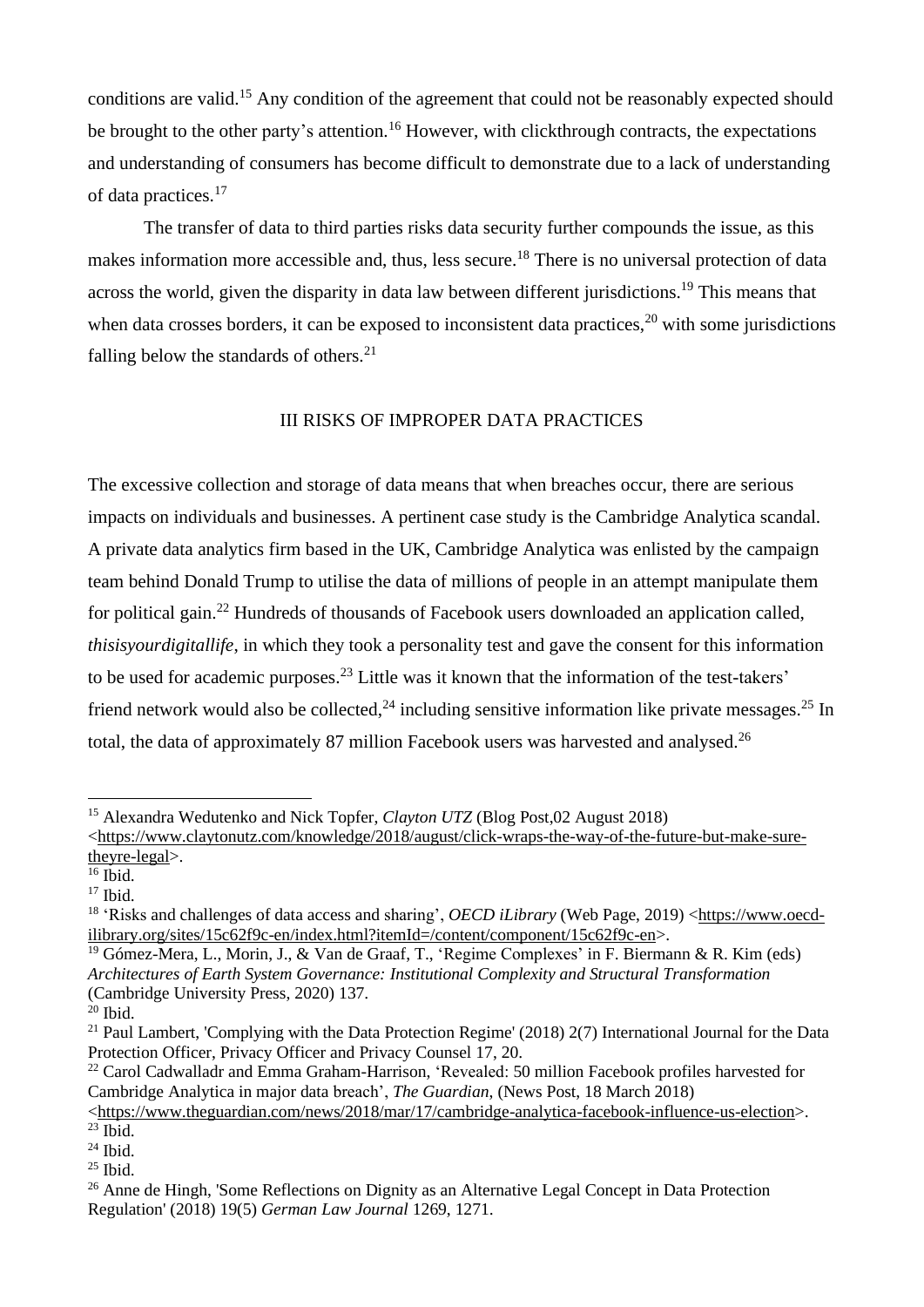conditions are valid.[15] Any condition of the agreement that could not be reasonably expected should be brought to the other party's attention.[16] However, with clickthrough contracts, the expectations and understanding of consumers has become difficult to demonstrate due to a lack of understanding of data practices.[17]

The transfer of data to third parties risks data security further compounds the issue, as this makes information more accessible and, thus, less secure.[18] There is no universal protection of data across the world, given the disparity in data law between different jurisdictions.[19] This means that when data crosses borders, it can be exposed to inconsistent data practices,[20] with some jurisdictions falling below the standards of others.[21]

## III RISKS OF IMPROPER DATA PRACTICES

The excessive collection and storage of data means that when breaches occur, there are serious impacts on individuals and businesses. A pertinent case study is the Cambridge Analytica scandal. A private data analytics firm based in the UK, Cambridge Analytica was enlisted by the campaign team behind Donald Trump to utilise the data of millions of people in an attempt manipulate them for political gain.[22] Hundreds of thousands of Facebook users downloaded an application called, *thisisyourdigitallife*, in which they took a personality test and gave the consent for this information to be used for academic purposes.[23] Little was it known that the information of the test-takers' friend network would also be collected,[24] including sensitive information like private messages.[25] In total, the data of approximately 87 million Facebook users was harvested and analysed.[26]

---

[15] Alexandra Wedutenko and Nick Topfer, *Clayton UTZ* (Blog Post,02 August 2018) <https://www.claytonutz.com/knowledge/2018/august/click-wraps-the-way-of-the-future-but-make-sure-theyre-legal>.

[16] Ibid.

[17] Ibid.

[18] 'Risks and challenges of data access and sharing', *OECD iLibrary* (Web Page, 2019) <https://www.oecd-ilibrary.org/sites/15c62f9c-en/index.html?itemId=/content/component/15c62f9c-en>.

[19] Gómez-Mera, L., Morin, J., & Van de Graaf, T., 'Regime Complexes' in F. Biermann & R. Kim (eds) *Architectures of Earth System Governance: Institutional Complexity and Structural Transformation* (Cambridge University Press, 2020) 137.

[20] Ibid.

[21] Paul Lambert, 'Complying with the Data Protection Regime' (2018) 2(7) International Journal for the Data Protection Officer, Privacy Officer and Privacy Counsel 17, 20.

[22] Carol Cadwalladr and Emma Graham-Harrison, 'Revealed: 50 million Facebook profiles harvested for Cambridge Analytica in major data breach', *The Guardian*, (News Post, 18 March 2018) <https://www.theguardian.com/news/2018/mar/17/cambridge-analytica-facebook-influence-us-election>.

[23] Ibid.

[24] Ibid.

[25] Ibid.

[26] Anne de Hingh, 'Some Reflections on Dignity as an Alternative Legal Concept in Data Protection Regulation' (2018) 19(5) *German Law Journal* 1269, 1271.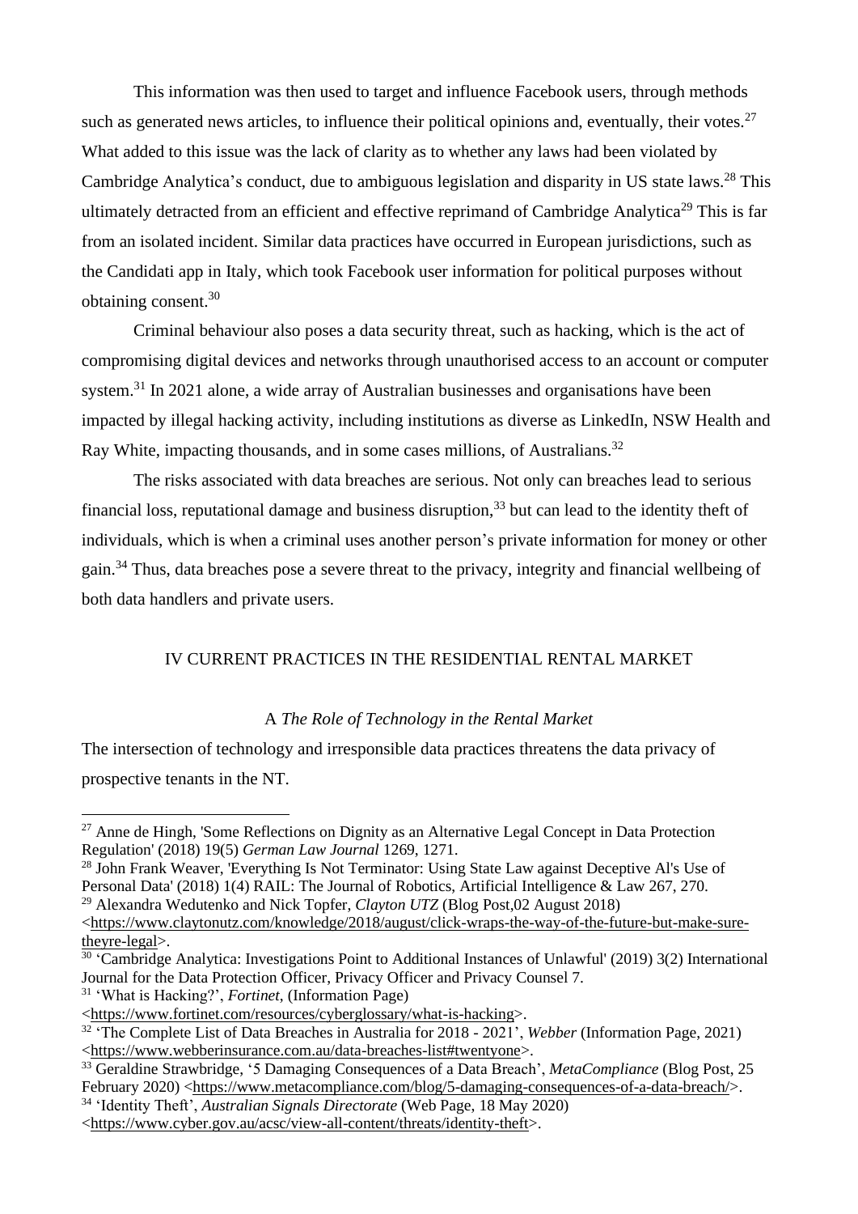This information was then used to target and influence Facebook users, through methods such as generated news articles, to influence their political opinions and, eventually, their votes.[27] What added to this issue was the lack of clarity as to whether any laws had been violated by Cambridge Analytica's conduct, due to ambiguous legislation and disparity in US state laws.[28] This ultimately detracted from an efficient and effective reprimand of Cambridge Analytica[29] This is far from an isolated incident. Similar data practices have occurred in European jurisdictions, such as the Candidati app in Italy, which took Facebook user information for political purposes without obtaining consent.[30]

Criminal behaviour also poses a data security threat, such as hacking, which is the act of compromising digital devices and networks through unauthorised access to an account or computer system.[31] In 2021 alone, a wide array of Australian businesses and organisations have been impacted by illegal hacking activity, including institutions as diverse as LinkedIn, NSW Health and Ray White, impacting thousands, and in some cases millions, of Australians.[32]

The risks associated with data breaches are serious. Not only can breaches lead to serious financial loss, reputational damage and business disruption,[33] but can lead to the identity theft of individuals, which is when a criminal uses another person's private information for money or other gain.[34] Thus, data breaches pose a severe threat to the privacy, integrity and financial wellbeing of both data handlers and private users.

## IV CURRENT PRACTICES IN THE RESIDENTIAL RENTAL MARKET

### A *The Role of Technology in the Rental Market*

The intersection of technology and irresponsible data practices threatens the data privacy of prospective tenants in the NT.

---

[27] Anne de Hingh, 'Some Reflections on Dignity as an Alternative Legal Concept in Data Protection Regulation' (2018) 19(5) *German Law Journal* 1269, 1271.

[28] John Frank Weaver, 'Everything Is Not Terminator: Using State Law against Deceptive Al's Use of Personal Data' (2018) 1(4) RAIL: The Journal of Robotics, Artificial Intelligence & Law 267, 270.

[29] Alexandra Wedutenko and Nick Topfer, *Clayton UTZ* (Blog Post,02 August 2018) <https://www.claytonutz.com/knowledge/2018/august/click-wraps-the-way-of-the-future-but-make-sure-theyre-legal>.

[30] 'Cambridge Analytica: Investigations Point to Additional Instances of Unlawful' (2019) 3(2) International Journal for the Data Protection Officer, Privacy Officer and Privacy Counsel 7.

[31] 'What is Hacking?', *Fortinet*, (Information Page) <https://www.fortinet.com/resources/cyberglossary/what-is-hacking>.

[32] 'The Complete List of Data Breaches in Australia for 2018 - 2021', *Webber* (Information Page, 2021) <https://www.webberinsurance.com.au/data-breaches-list#twentyone>.

[33] Geraldine Strawbridge, '5 Damaging Consequences of a Data Breach', *MetaCompliance* (Blog Post, 25 February 2020) <https://www.metacompliance.com/blog/5-damaging-consequences-of-a-data-breach/>.

[34] 'Identity Theft', *Australian Signals Directorate* (Web Page, 18 May 2020) <https://www.cyber.gov.au/acsc/view-all-content/threats/identity-theft>.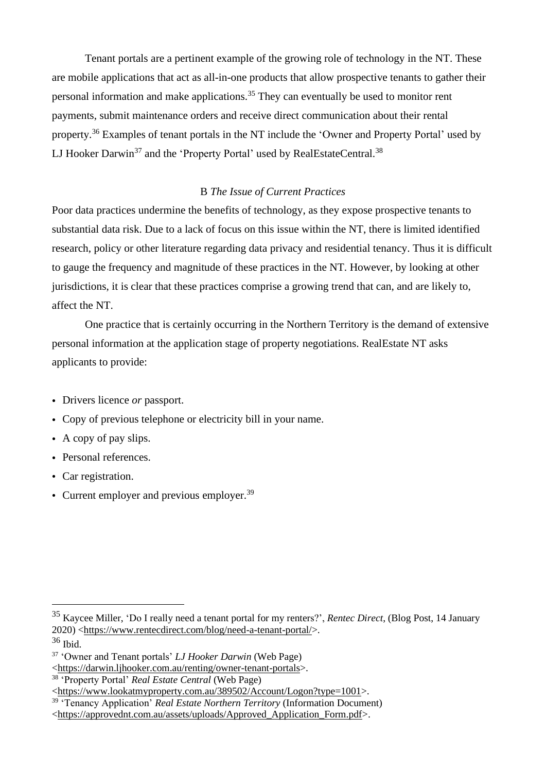Tenant portals are a pertinent example of the growing role of technology in the NT. These are mobile applications that act as all-in-one products that allow prospective tenants to gather their personal information and make applications.[35] They can eventually be used to monitor rent payments, submit maintenance orders and receive direct communication about their rental property.[36] Examples of tenant portals in the NT include the 'Owner and Property Portal' used by LJ Hooker Darwin[37] and the 'Property Portal' used by RealEstateCentral.[38]

### B *The Issue of Current Practices*

Poor data practices undermine the benefits of technology, as they expose prospective tenants to substantial data risk. Due to a lack of focus on this issue within the NT, there is limited identified research, policy or other literature regarding data privacy and residential tenancy. Thus it is difficult to gauge the frequency and magnitude of these practices in the NT. However, by looking at other jurisdictions, it is clear that these practices comprise a growing trend that can, and are likely to, affect the NT.

One practice that is certainly occurring in the Northern Territory is the demand of extensive personal information at the application stage of property negotiations. RealEstate NT asks applicants to provide:

- Drivers licence *or* passport.
- Copy of previous telephone or electricity bill in your name.
- A copy of pay slips.
- Personal references.
- Car registration.
- Current employer and previous employer.[39]

---

[35] Kaycee Miller, 'Do I really need a tenant portal for my renters?', *Rentec Direct*, (Blog Post, 14 January 2020) <https://www.rentecdirect.com/blog/need-a-tenant-portal/>.

[36] Ibid.

[37] 'Owner and Tenant portals' *LJ Hooker Darwin* (Web Page) <https://darwin.ljhooker.com.au/renting/owner-tenant-portals>.

[38] 'Property Portal' *Real Estate Central* (Web Page) <https://www.lookatmyproperty.com.au/389502/Account/Logon?type=1001>.

[39] 'Tenancy Application' *Real Estate Northern Territory* (Information Document) <https://approvednt.com.au/assets/uploads/Approved_Application_Form.pdf>.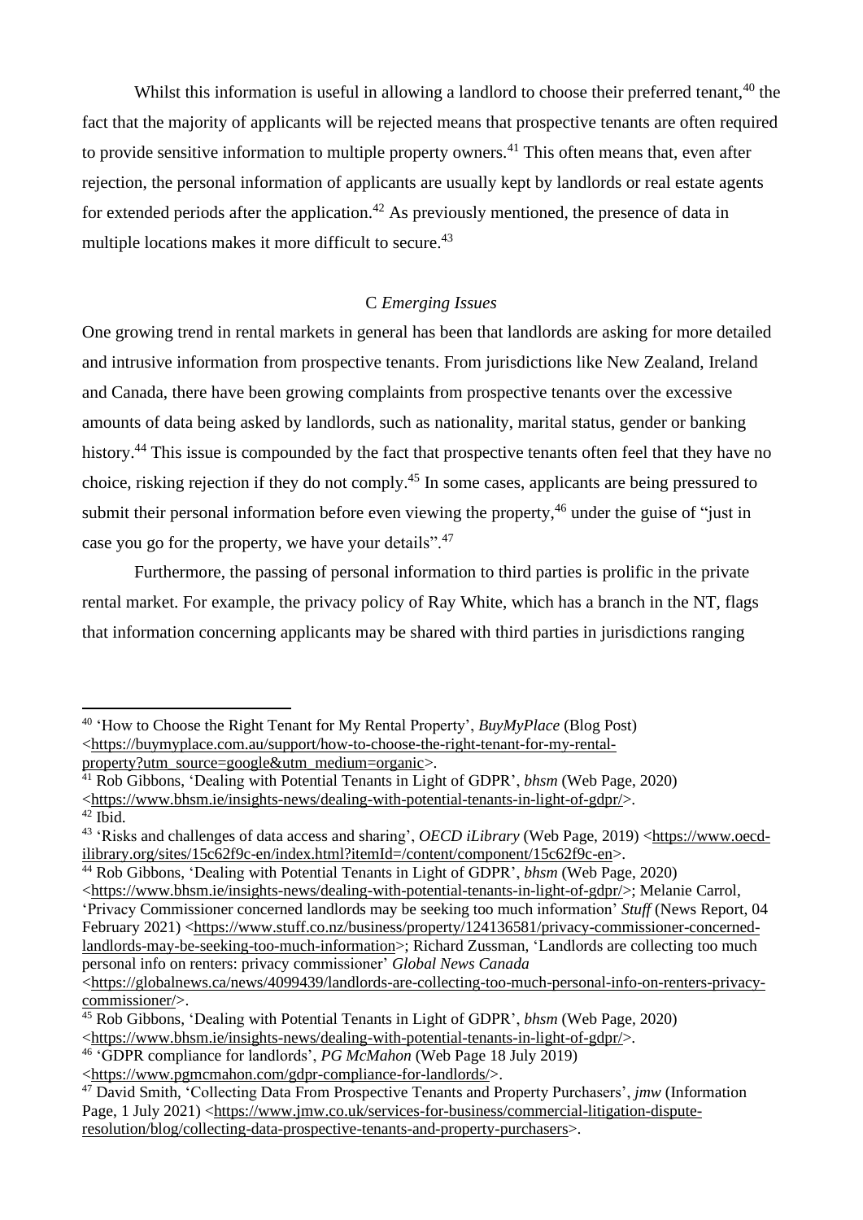Whilst this information is useful in allowing a landlord to choose their preferred tenant,[40] the fact that the majority of applicants will be rejected means that prospective tenants are often required to provide sensitive information to multiple property owners.[41] This often means that, even after rejection, the personal information of applicants are usually kept by landlords or real estate agents for extended periods after the application.[42] As previously mentioned, the presence of data in multiple locations makes it more difficult to secure.[43]

### C *Emerging Issues*

One growing trend in rental markets in general has been that landlords are asking for more detailed and intrusive information from prospective tenants. From jurisdictions like New Zealand, Ireland and Canada, there have been growing complaints from prospective tenants over the excessive amounts of data being asked by landlords, such as nationality, marital status, gender or banking history.[44] This issue is compounded by the fact that prospective tenants often feel that they have no choice, risking rejection if they do not comply.[45] In some cases, applicants are being pressured to submit their personal information before even viewing the property,[46] under the guise of "just in case you go for the property, we have your details".[47]

Furthermore, the passing of personal information to third parties is prolific in the private rental market. For example, the privacy policy of Ray White, which has a branch in the NT, flags that information concerning applicants may be shared with third parties in jurisdictions ranging

---

[40] 'How to Choose the Right Tenant for My Rental Property', *BuyMyPlace* (Blog Post) <https://buymyplace.com.au/support/how-to-choose-the-right-tenant-for-my-rental-property?utm_source=google&utm_medium=organic>.

[41] Rob Gibbons, 'Dealing with Potential Tenants in Light of GDPR', *bhsm* (Web Page, 2020) <https://www.bhsm.ie/insights-news/dealing-with-potential-tenants-in-light-of-gdpr/>.

[42] Ibid.

[43] 'Risks and challenges of data access and sharing', *OECD iLibrary* (Web Page, 2019) <https://www.oecd-ilibrary.org/sites/15c62f9c-en/index.html?itemId=/content/component/15c62f9c-en>.

[44] Rob Gibbons, 'Dealing with Potential Tenants in Light of GDPR', *bhsm* (Web Page, 2020) <https://www.bhsm.ie/insights-news/dealing-with-potential-tenants-in-light-of-gdpr/>; Melanie Carrol, 'Privacy Commissioner concerned landlords may be seeking too much information' *Stuff* (News Report, 04 February 2021) <https://www.stuff.co.nz/business/property/124136581/privacy-commissioner-concerned-landlords-may-be-seeking-too-much-information>; Richard Zussman, 'Landlords are collecting too much personal info on renters: privacy commissioner' *Global News Canada* <https://globalnews.ca/news/4099439/landlords-are-collecting-too-much-personal-info-on-renters-privacy-commissioner/>.

[45] Rob Gibbons, 'Dealing with Potential Tenants in Light of GDPR', *bhsm* (Web Page, 2020) <https://www.bhsm.ie/insights-news/dealing-with-potential-tenants-in-light-of-gdpr/>.

[46] 'GDPR compliance for landlords', *PG McMahon* (Web Page 18 July 2019) <https://www.pgmcmahon.com/gdpr-compliance-for-landlords/>.

[47] David Smith, 'Collecting Data From Prospective Tenants and Property Purchasers', *jmw* (Information Page, 1 July 2021) <https://www.jmw.co.uk/services-for-business/commercial-litigation-dispute-resolution/blog/collecting-data-prospective-tenants-and-property-purchasers>.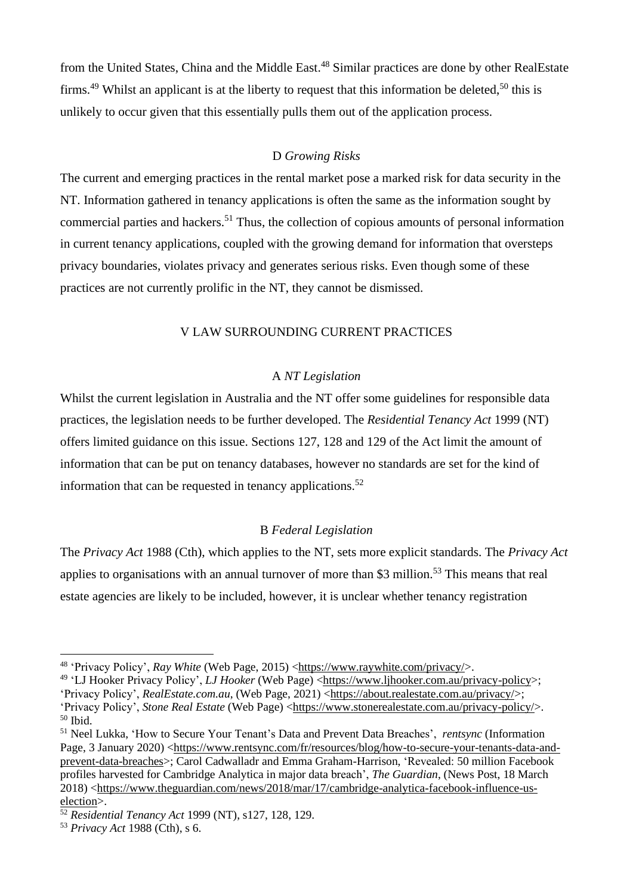from the United States, China and the Middle East.[48] Similar practices are done by other RealEstate firms.[49] Whilst an applicant is at the liberty to request that this information be deleted,[50] this is unlikely to occur given that this essentially pulls them out of the application process.

### D *Growing Risks*

The current and emerging practices in the rental market pose a marked risk for data security in the NT. Information gathered in tenancy applications is often the same as the information sought by commercial parties and hackers.[51] Thus, the collection of copious amounts of personal information in current tenancy applications, coupled with the growing demand for information that oversteps privacy boundaries, violates privacy and generates serious risks. Even though some of these practices are not currently prolific in the NT, they cannot be dismissed.

## V LAW SURROUNDING CURRENT PRACTICES

### A *NT Legislation*

Whilst the current legislation in Australia and the NT offer some guidelines for responsible data practices, the legislation needs to be further developed. The *Residential Tenancy Act* 1999 (NT) offers limited guidance on this issue. Sections 127, 128 and 129 of the Act limit the amount of information that can be put on tenancy databases, however no standards are set for the kind of information that can be requested in tenancy applications.[52]

### B *Federal Legislation*

The *Privacy Act* 1988 (Cth), which applies to the NT, sets more explicit standards. The *Privacy Act* applies to organisations with an annual turnover of more than \$3 million.[53] This means that real estate agencies are likely to be included, however, it is unclear whether tenancy registration

---

[48] 'Privacy Policy', *Ray White* (Web Page, 2015) <https://www.raywhite.com/privacy/>.

[49] 'LJ Hooker Privacy Policy', *LJ Hooker* (Web Page) <https://www.ljhooker.com.au/privacy-policy>; 'Privacy Policy', *RealEstate.com.au*, (Web Page, 2021) <https://about.realestate.com.au/privacy/>; 'Privacy Policy', *Stone Real Estate* (Web Page) <https://www.stonerealestate.com.au/privacy-policy/>.

[50] Ibid.

[51] Neel Lukka, 'How to Secure Your Tenant's Data and Prevent Data Breaches', *rentsync* (Information Page, 3 January 2020) <https://www.rentsync.com/fr/resources/blog/how-to-secure-your-tenants-data-and-prevent-data-breaches>; Carol Cadwalladr and Emma Graham-Harrison, 'Revealed: 50 million Facebook profiles harvested for Cambridge Analytica in major data breach', *The Guardian*, (News Post, 18 March 2018) <https://www.theguardian.com/news/2018/mar/17/cambridge-analytica-facebook-influence-us-election>.

[52] *Residential Tenancy Act* 1999 (NT), s127, 128, 129.

[53] *Privacy Act* 1988 (Cth), s 6.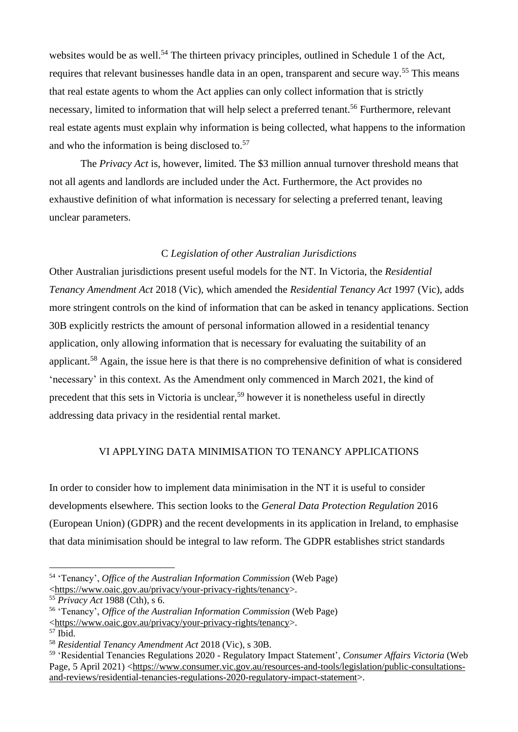websites would be as well.[54] The thirteen privacy principles, outlined in Schedule 1 of the Act, requires that relevant businesses handle data in an open, transparent and secure way.[55] This means that real estate agents to whom the Act applies can only collect information that is strictly necessary, limited to information that will help select a preferred tenant.[56] Furthermore, relevant real estate agents must explain why information is being collected, what happens to the information and who the information is being disclosed to.[57]

The *Privacy Act* is, however, limited. The $3 million annual turnover threshold means that not all agents and landlords are included under the Act. Furthermore, the Act provides no exhaustive definition of what information is necessary for selecting a preferred tenant, leaving unclear parameters.

### C *Legislation of other Australian Jurisdictions*

Other Australian jurisdictions present useful models for the NT. In Victoria, the *Residential Tenancy Amendment Act* 2018 (Vic), which amended the *Residential Tenancy Act* 1997 (Vic), adds more stringent controls on the kind of information that can be asked in tenancy applications. Section 30B explicitly restricts the amount of personal information allowed in a residential tenancy application, only allowing information that is necessary for evaluating the suitability of an applicant.[58] Again, the issue here is that there is no comprehensive definition of what is considered 'necessary' in this context. As the Amendment only commenced in March 2021, the kind of precedent that this sets in Victoria is unclear,[59] however it is nonetheless useful in directly addressing data privacy in the residential rental market.

## VI APPLYING DATA MINIMISATION TO TENANCY APPLICATIONS

In order to consider how to implement data minimisation in the NT it is useful to consider developments elsewhere. This section looks to the *General Data Protection Regulation* 2016 (European Union) (GDPR) and the recent developments in its application in Ireland, to emphasise that data minimisation should be integral to law reform. The GDPR establishes strict standards

---

[54] 'Tenancy', *Office of the Australian Information Commission* (Web Page) <https://www.oaic.gov.au/privacy/your-privacy-rights/tenancy>.

[55] *Privacy Act* 1988 (Cth), s 6.

[56] 'Tenancy', *Office of the Australian Information Commission* (Web Page) <https://www.oaic.gov.au/privacy/your-privacy-rights/tenancy>.

[57] Ibid.

[58] *Residential Tenancy Amendment Act* 2018 (Vic), s 30B.

[59] 'Residential Tenancies Regulations 2020 - Regulatory Impact Statement', *Consumer Affairs Victoria* (Web Page, 5 April 2021) <https://www.consumer.vic.gov.au/resources-and-tools/legislation/public-consultations-and-reviews/residential-tenancies-regulations-2020-regulatory-impact-statement>.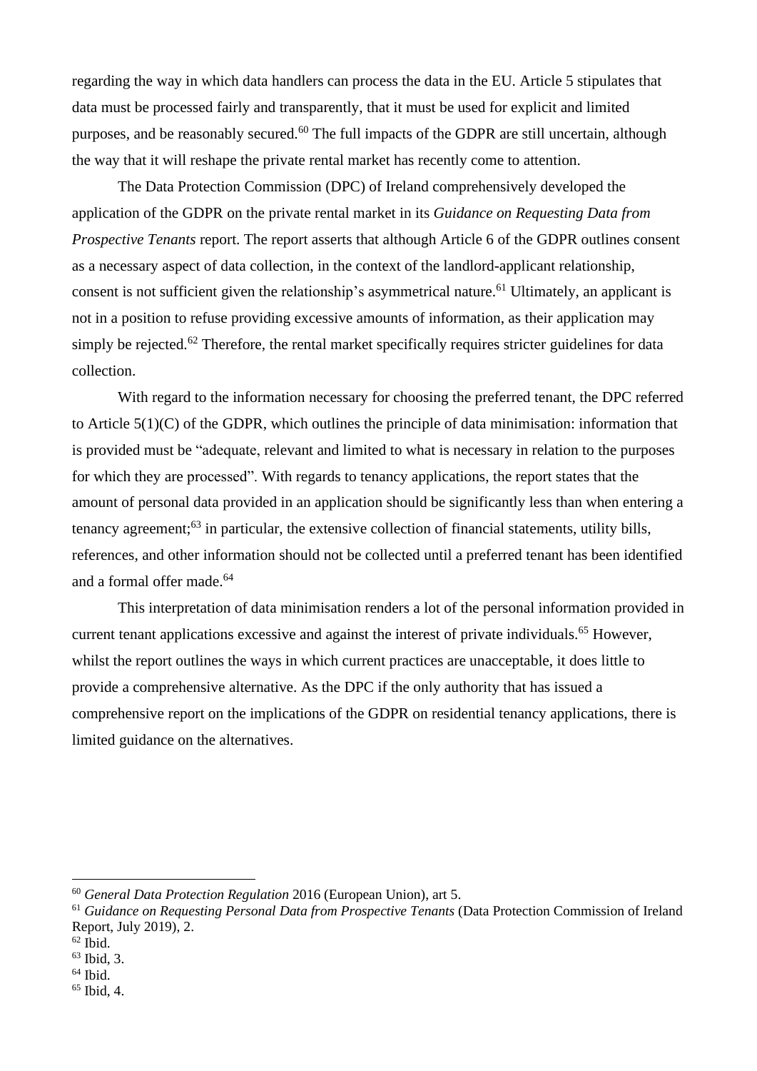regarding the way in which data handlers can process the data in the EU. Article 5 stipulates that data must be processed fairly and transparently, that it must be used for explicit and limited purposes, and be reasonably secured.[60] The full impacts of the GDPR are still uncertain, although the way that it will reshape the private rental market has recently come to attention.

The Data Protection Commission (DPC) of Ireland comprehensively developed the application of the GDPR on the private rental market in its *Guidance on Requesting Data from Prospective Tenants* report. The report asserts that although Article 6 of the GDPR outlines consent as a necessary aspect of data collection, in the context of the landlord-applicant relationship, consent is not sufficient given the relationship's asymmetrical nature.[61] Ultimately, an applicant is not in a position to refuse providing excessive amounts of information, as their application may simply be rejected.[62] Therefore, the rental market specifically requires stricter guidelines for data collection.

With regard to the information necessary for choosing the preferred tenant, the DPC referred to Article 5(1)(C) of the GDPR, which outlines the principle of data minimisation: information that is provided must be "adequate, relevant and limited to what is necessary in relation to the purposes for which they are processed". With regards to tenancy applications, the report states that the amount of personal data provided in an application should be significantly less than when entering a tenancy agreement;[63] in particular, the extensive collection of financial statements, utility bills, references, and other information should not be collected until a preferred tenant has been identified and a formal offer made.[64]

This interpretation of data minimisation renders a lot of the personal information provided in current tenant applications excessive and against the interest of private individuals.[65] However, whilst the report outlines the ways in which current practices are unacceptable, it does little to provide a comprehensive alternative. As the DPC if the only authority that has issued a comprehensive report on the implications of the GDPR on residential tenancy applications, there is limited guidance on the alternatives.

---

[60] *General Data Protection Regulation* 2016 (European Union), art 5.

[61] *Guidance on Requesting Personal Data from Prospective Tenants* (Data Protection Commission of Ireland Report, July 2019), 2.

[62] Ibid.

[63] Ibid, 3.

[64] Ibid.

[65] Ibid, 4.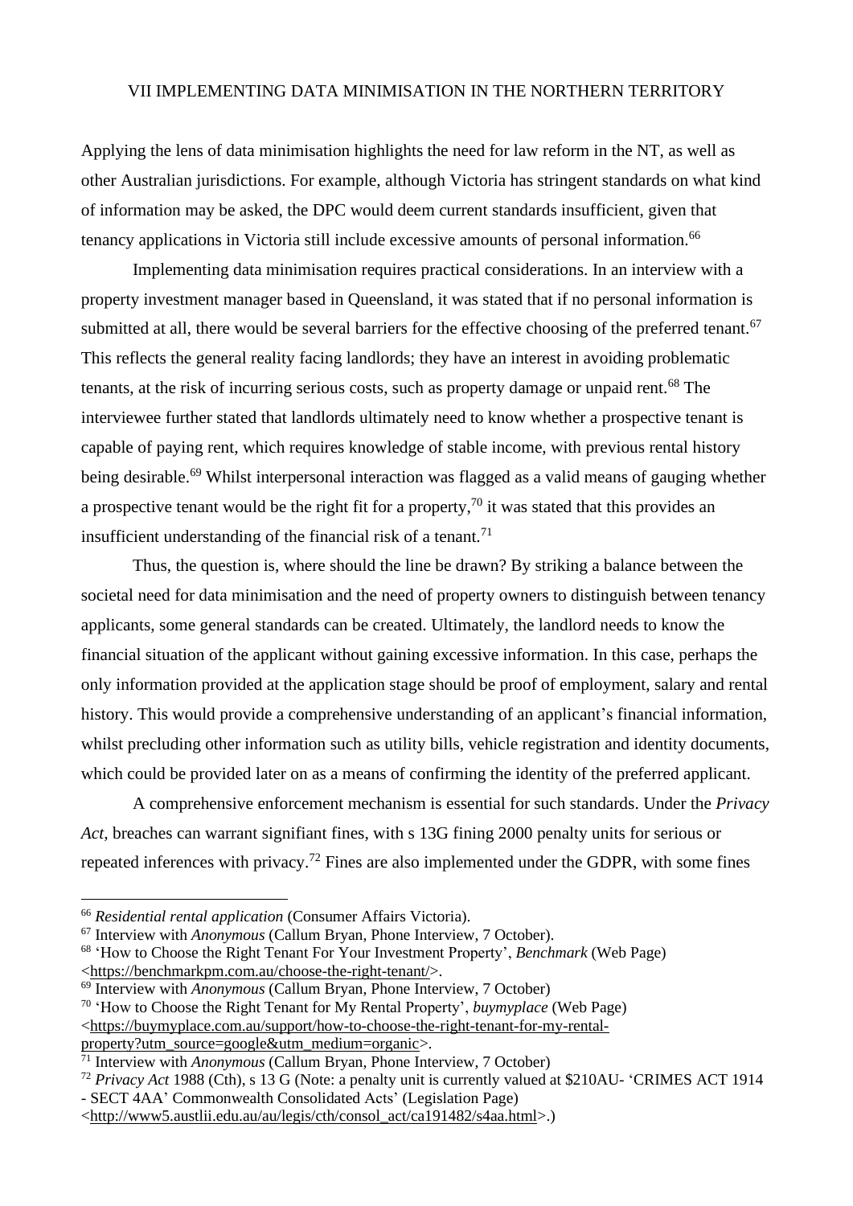## VII IMPLEMENTING DATA MINIMISATION IN THE NORTHERN TERRITORY

Applying the lens of data minimisation highlights the need for law reform in the NT, as well as other Australian jurisdictions. For example, although Victoria has stringent standards on what kind of information may be asked, the DPC would deem current standards insufficient, given that tenancy applications in Victoria still include excessive amounts of personal information.[66]

Implementing data minimisation requires practical considerations. In an interview with a property investment manager based in Queensland, it was stated that if no personal information is submitted at all, there would be several barriers for the effective choosing of the preferred tenant.[67] This reflects the general reality facing landlords; they have an interest in avoiding problematic tenants, at the risk of incurring serious costs, such as property damage or unpaid rent.[68] The interviewee further stated that landlords ultimately need to know whether a prospective tenant is capable of paying rent, which requires knowledge of stable income, with previous rental history being desirable.[69] Whilst interpersonal interaction was flagged as a valid means of gauging whether a prospective tenant would be the right fit for a property,[70] it was stated that this provides an insufficient understanding of the financial risk of a tenant.[71]

Thus, the question is, where should the line be drawn? By striking a balance between the societal need for data minimisation and the need of property owners to distinguish between tenancy applicants, some general standards can be created. Ultimately, the landlord needs to know the financial situation of the applicant without gaining excessive information. In this case, perhaps the only information provided at the application stage should be proof of employment, salary and rental history. This would provide a comprehensive understanding of an applicant's financial information, whilst precluding other information such as utility bills, vehicle registration and identity documents, which could be provided later on as a means of confirming the identity of the preferred applicant.

A comprehensive enforcement mechanism is essential for such standards. Under the *Privacy Act*, breaches can warrant signifiant fines, with s 13G fining 2000 penalty units for serious or repeated inferences with privacy.[72] Fines are also implemented under the GDPR, with some fines

---

[66] *Residential rental application* (Consumer Affairs Victoria).

[67] Interview with *Anonymous* (Callum Bryan, Phone Interview, 7 October).

[68] 'How to Choose the Right Tenant For Your Investment Property', *Benchmark* (Web Page) <https://benchmarkpm.com.au/choose-the-right-tenant/>.

[69] Interview with *Anonymous* (Callum Bryan, Phone Interview, 7 October)

[70] 'How to Choose the Right Tenant for My Rental Property', *buymyplace* (Web Page) <https://buymyplace.com.au/support/how-to-choose-the-right-tenant-for-my-rental-property?utm_source=google&utm_medium=organic>.

[71] Interview with *Anonymous* (Callum Bryan, Phone Interview, 7 October)

[72] *Privacy Act* 1988 (Cth), s 13 G (Note: a penalty unit is currently valued at $210AU- 'CRIMES ACT 1914 - SECT 4AA' Commonwealth Consolidated Acts' (Legislation Page) <http://www5.austlii.edu.au/au/legis/cth/consol_act/ca191482/s4aa.html>.)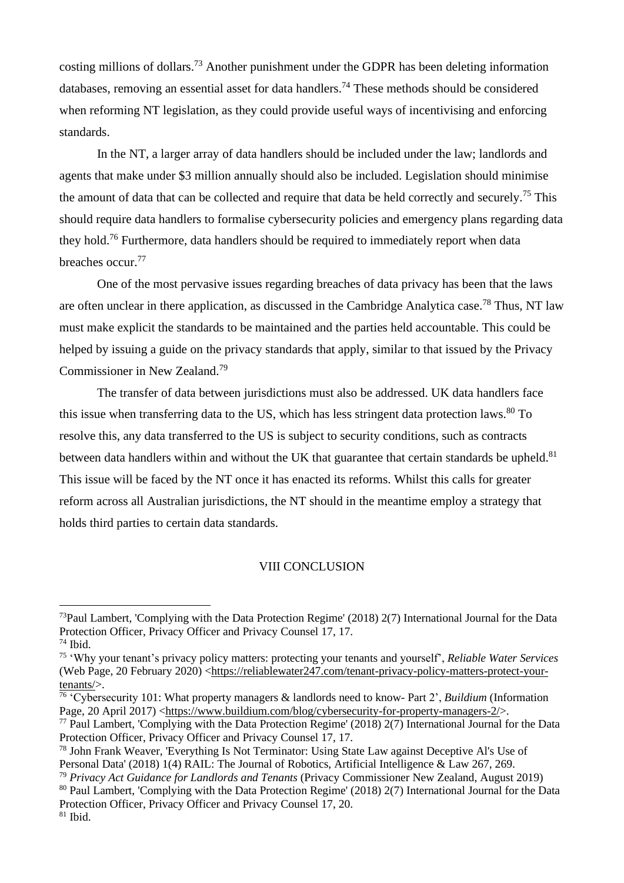costing millions of dollars.[73] Another punishment under the GDPR has been deleting information databases, removing an essential asset for data handlers.[74] These methods should be considered when reforming NT legislation, as they could provide useful ways of incentivising and enforcing standards.

In the NT, a larger array of data handlers should be included under the law; landlords and agents that make under $3 million annually should also be included. Legislation should minimise the amount of data that can be collected and require that data be held correctly and securely.[75] This should require data handlers to formalise cybersecurity policies and emergency plans regarding data they hold.[76] Furthermore, data handlers should be required to immediately report when data breaches occur.[77]

One of the most pervasive issues regarding breaches of data privacy has been that the laws are often unclear in there application, as discussed in the Cambridge Analytica case.[78] Thus, NT law must make explicit the standards to be maintained and the parties held accountable. This could be helped by issuing a guide on the privacy standards that apply, similar to that issued by the Privacy Commissioner in New Zealand.[79]

The transfer of data between jurisdictions must also be addressed. UK data handlers face this issue when transferring data to the US, which has less stringent data protection laws.[80] To resolve this, any data transferred to the US is subject to security conditions, such as contracts between data handlers within and without the UK that guarantee that certain standards be upheld.[81] This issue will be faced by the NT once it has enacted its reforms. Whilst this calls for greater reform across all Australian jurisdictions, the NT should in the meantime employ a strategy that holds third parties to certain data standards.

## VIII CONCLUSION

---

[73] Paul Lambert, 'Complying with the Data Protection Regime' (2018) 2(7) International Journal for the Data Protection Officer, Privacy Officer and Privacy Counsel 17, 17.

[74] Ibid.

[75] 'Why your tenant's privacy policy matters: protecting your tenants and yourself', *Reliable Water Services* (Web Page, 20 February 2020) <https://reliablewater247.com/tenant-privacy-policy-matters-protect-your-tenants/>.

[76] 'Cybersecurity 101: What property managers & landlords need to know- Part 2', *Buildium* (Information Page, 20 April 2017) <https://www.buildium.com/blog/cybersecurity-for-property-managers-2/>.

[77] Paul Lambert, 'Complying with the Data Protection Regime' (2018) 2(7) International Journal for the Data Protection Officer, Privacy Officer and Privacy Counsel 17, 17.

[78] John Frank Weaver, 'Everything Is Not Terminator: Using State Law against Deceptive AI's Use of Personal Data' (2018) 1(4) RAIL: The Journal of Robotics, Artificial Intelligence & Law 267, 269.

[79] *Privacy Act Guidance for Landlords and Tenants* (Privacy Commissioner New Zealand, August 2019)

[80] Paul Lambert, 'Complying with the Data Protection Regime' (2018) 2(7) International Journal for the Data Protection Officer, Privacy Officer and Privacy Counsel 17, 20.

[81] Ibid.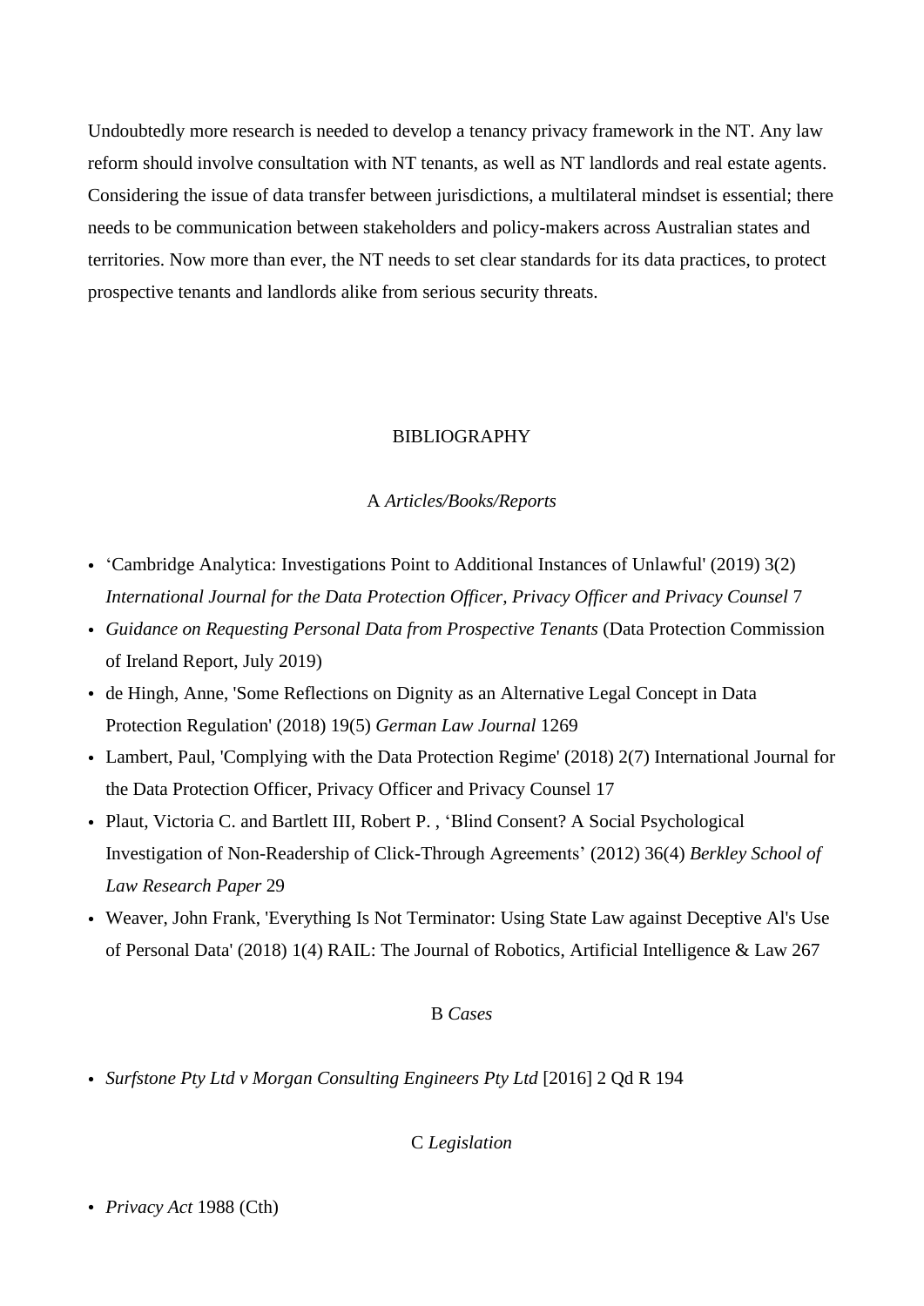Undoubtedly more research is needed to develop a tenancy privacy framework in the NT. Any law reform should involve consultation with NT tenants, as well as NT landlords and real estate agents. Considering the issue of data transfer between jurisdictions, a multilateral mindset is essential; there needs to be communication between stakeholders and policy-makers across Australian states and territories. Now more than ever, the NT needs to set clear standards for its data practices, to protect prospective tenants and landlords alike from serious security threats.

## BIBLIOGRAPHY

### A *Articles/Books/Reports*

- 'Cambridge Analytica: Investigations Point to Additional Instances of Unlawful' (2019) 3(2) *International Journal for the Data Protection Officer, Privacy Officer and Privacy Counsel* 7
- *Guidance on Requesting Personal Data from Prospective Tenants* (Data Protection Commission of Ireland Report, July 2019)
- de Hingh, Anne, 'Some Reflections on Dignity as an Alternative Legal Concept in Data Protection Regulation' (2018) 19(5) *German Law Journal* 1269
- Lambert, Paul, 'Complying with the Data Protection Regime' (2018) 2(7) International Journal for the Data Protection Officer, Privacy Officer and Privacy Counsel 17
- Plaut, Victoria C. and Bartlett III, Robert P. , 'Blind Consent? A Social Psychological Investigation of Non-Readership of Click-Through Agreements' (2012) 36(4) *Berkley School of Law Research Paper* 29
- Weaver, John Frank, 'Everything Is Not Terminator: Using State Law against Deceptive Al's Use of Personal Data' (2018) 1(4) RAIL: The Journal of Robotics, Artificial Intelligence & Law 267

### B *Cases*

- *Surfstone Pty Ltd v Morgan Consulting Engineers Pty Ltd* [2016] 2 Qd R 194

### C *Legislation*

- *Privacy Act* 1988 (Cth)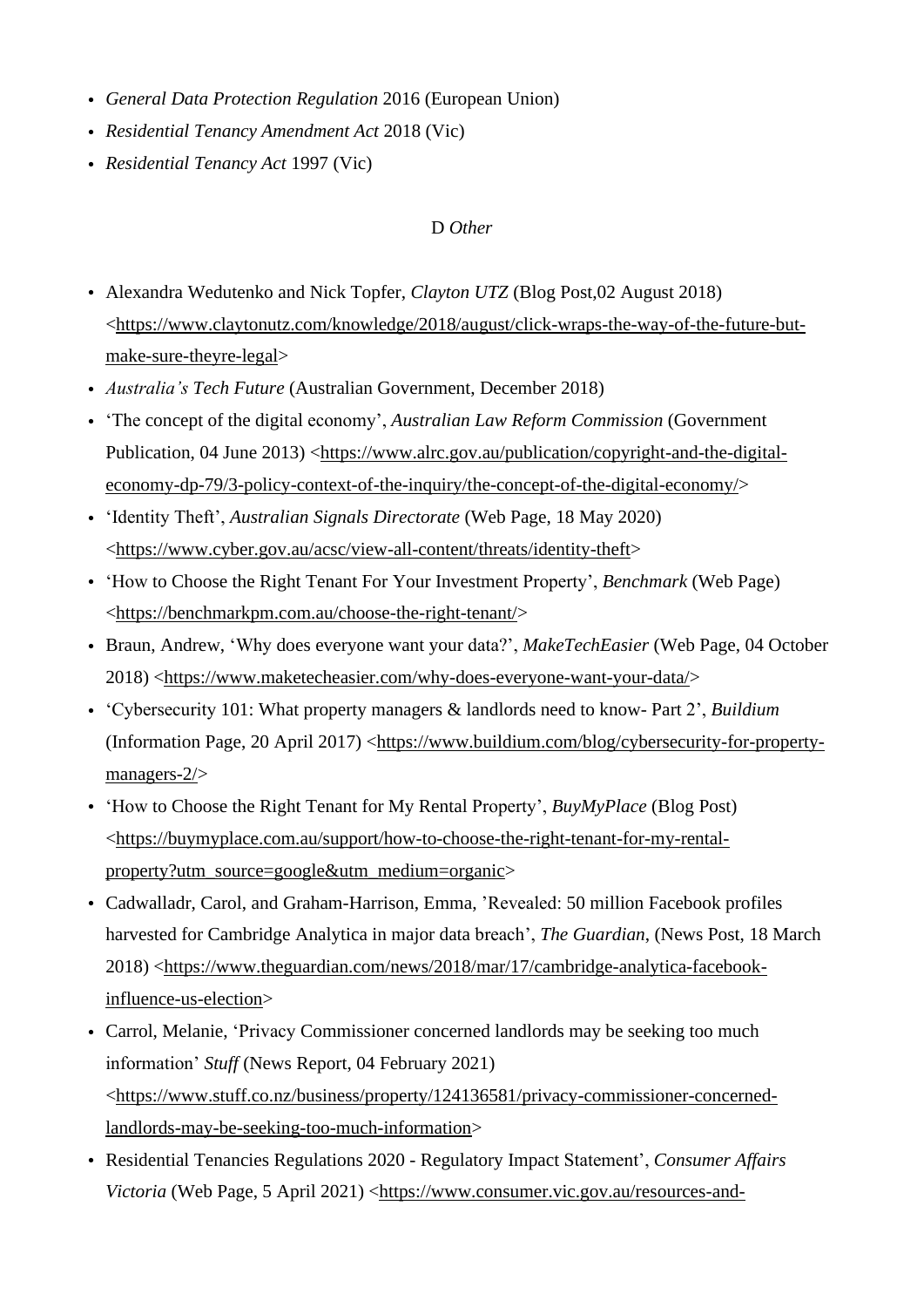- *General Data Protection Regulation* 2016 (European Union)
- *Residential Tenancy Amendment Act* 2018 (Vic)
- *Residential Tenancy Act* 1997 (Vic)

D *Other*

- Alexandra Wedutenko and Nick Topfer, *Clayton UTZ* (Blog Post,02 August 2018) <https://www.claytonutz.com/knowledge/2018/august/click-wraps-the-way-of-the-future-but-make-sure-theyre-legal>
- *Australia's Tech Future* (Australian Government, December 2018)
- 'The concept of the digital economy', *Australian Law Reform Commission* (Government Publication, 04 June 2013) <https://www.alrc.gov.au/publication/copyright-and-the-digital-economy-dp-79/3-policy-context-of-the-inquiry/the-concept-of-the-digital-economy/>
- 'Identity Theft', *Australian Signals Directorate* (Web Page, 18 May 2020) <https://www.cyber.gov.au/acsc/view-all-content/threats/identity-theft>
- 'How to Choose the Right Tenant For Your Investment Property', *Benchmark* (Web Page) <https://benchmarkpm.com.au/choose-the-right-tenant/>
- Braun, Andrew, 'Why does everyone want your data?', *MakeTechEasier* (Web Page, 04 October 2018) <https://www.maketecheasier.com/why-does-everyone-want-your-data/>
- 'Cybersecurity 101: What property managers & landlords need to know- Part 2', *Buildium* (Information Page, 20 April 2017) <https://www.buildium.com/blog/cybersecurity-for-property-managers-2/>
- 'How to Choose the Right Tenant for My Rental Property', *BuyMyPlace* (Blog Post) <https://buymyplace.com.au/support/how-to-choose-the-right-tenant-for-my-rental-property?utm_source=google&utm_medium=organic>
- Cadwalladr, Carol, and Graham-Harrison, Emma, 'Revealed: 50 million Facebook profiles harvested for Cambridge Analytica in major data breach', *The Guardian*, (News Post, 18 March 2018) <https://www.theguardian.com/news/2018/mar/17/cambridge-analytica-facebook-influence-us-election>
- Carrol, Melanie, 'Privacy Commissioner concerned landlords may be seeking too much information' *Stuff* (News Report, 04 February 2021) <https://www.stuff.co.nz/business/property/124136581/privacy-commissioner-concerned-landlords-may-be-seeking-too-much-information>
- Residential Tenancies Regulations 2020 - Regulatory Impact Statement', *Consumer Affairs Victoria* (Web Page, 5 April 2021) <https://www.consumer.vic.gov.au/resources-and-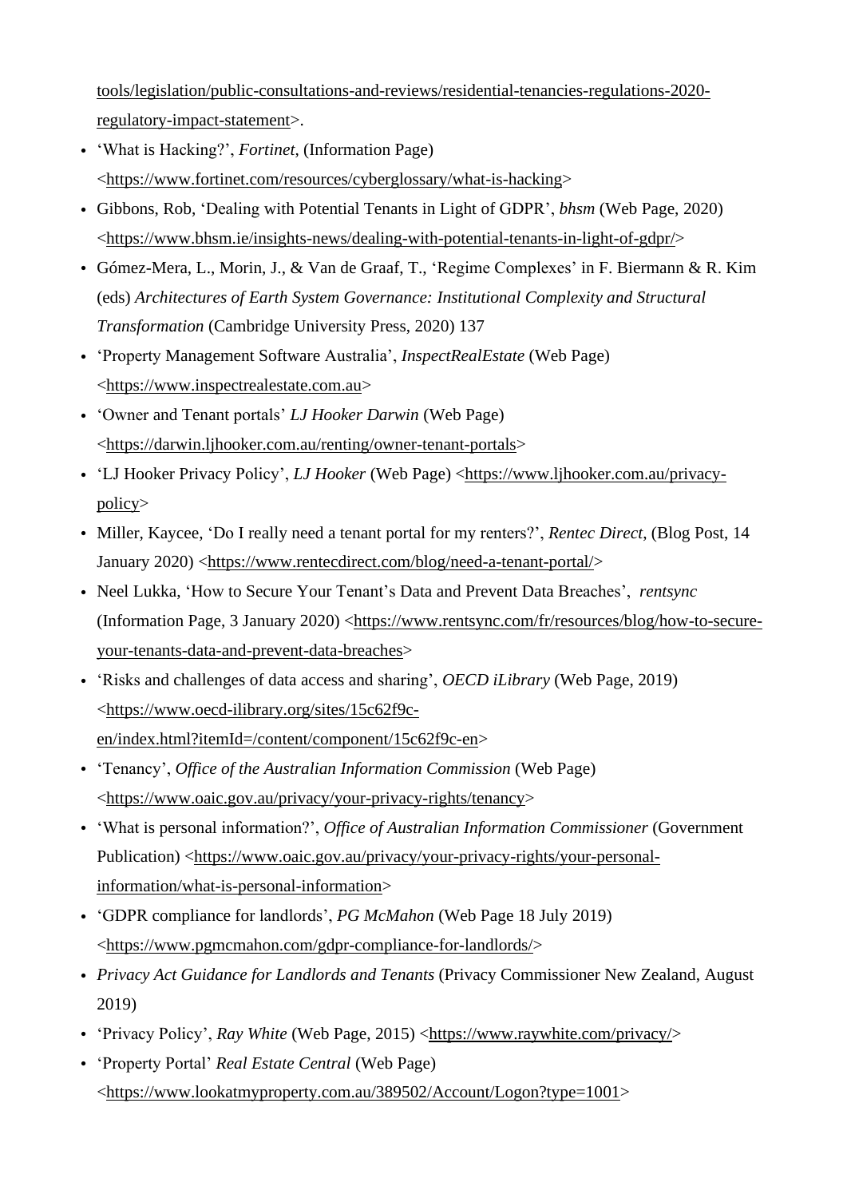tools/legislation/public-consultations-and-reviews/residential-tenancies-regulations-2020-regulatory-impact-statement>.

- 'What is Hacking?', *Fortinet*, (Information Page) <https://www.fortinet.com/resources/cyberglossary/what-is-hacking>
- Gibbons, Rob, 'Dealing with Potential Tenants in Light of GDPR', *bhsm* (Web Page, 2020) <https://www.bhsm.ie/insights-news/dealing-with-potential-tenants-in-light-of-gdpr/>
- Gómez-Mera, L., Morin, J., & Van de Graaf, T., 'Regime Complexes' in F. Biermann & R. Kim (eds) *Architectures of Earth System Governance: Institutional Complexity and Structural Transformation* (Cambridge University Press, 2020) 137
- 'Property Management Software Australia', *InspectRealEstate* (Web Page) <https://www.inspectrealestate.com.au>
- 'Owner and Tenant portals' *LJ Hooker Darwin* (Web Page) <https://darwin.ljhooker.com.au/renting/owner-tenant-portals>
- 'LJ Hooker Privacy Policy', *LJ Hooker* (Web Page) <https://www.ljhooker.com.au/privacy-policy>
- Miller, Kaycee, 'Do I really need a tenant portal for my renters?', *Rentec Direct*, (Blog Post, 14 January 2020) <https://www.rentecdirect.com/blog/need-a-tenant-portal/>
- Neel Lukka, 'How to Secure Your Tenant's Data and Prevent Data Breaches', *rentsync* (Information Page, 3 January 2020) <https://www.rentsync.com/fr/resources/blog/how-to-secure-your-tenants-data-and-prevent-data-breaches>
- 'Risks and challenges of data access and sharing', *OECD iLibrary* (Web Page, 2019) <https://www.oecd-ilibrary.org/sites/15c62f9c-en/index.html?itemId=/content/component/15c62f9c-en>
- 'Tenancy', *Office of the Australian Information Commission* (Web Page) <https://www.oaic.gov.au/privacy/your-privacy-rights/tenancy>
- 'What is personal information?', *Office of Australian Information Commissioner* (Government Publication) <https://www.oaic.gov.au/privacy/your-privacy-rights/your-personal-information/what-is-personal-information>
- 'GDPR compliance for landlords', *PG McMahon* (Web Page 18 July 2019) <https://www.pgmcmahon.com/gdpr-compliance-for-landlords/>
- *Privacy Act Guidance for Landlords and Tenants* (Privacy Commissioner New Zealand, August 2019)
- 'Privacy Policy', *Ray White* (Web Page, 2015) <https://www.raywhite.com/privacy/>
- 'Property Portal' *Real Estate Central* (Web Page) <https://www.lookatmyproperty.com.au/389502/Account/Logon?type=1001>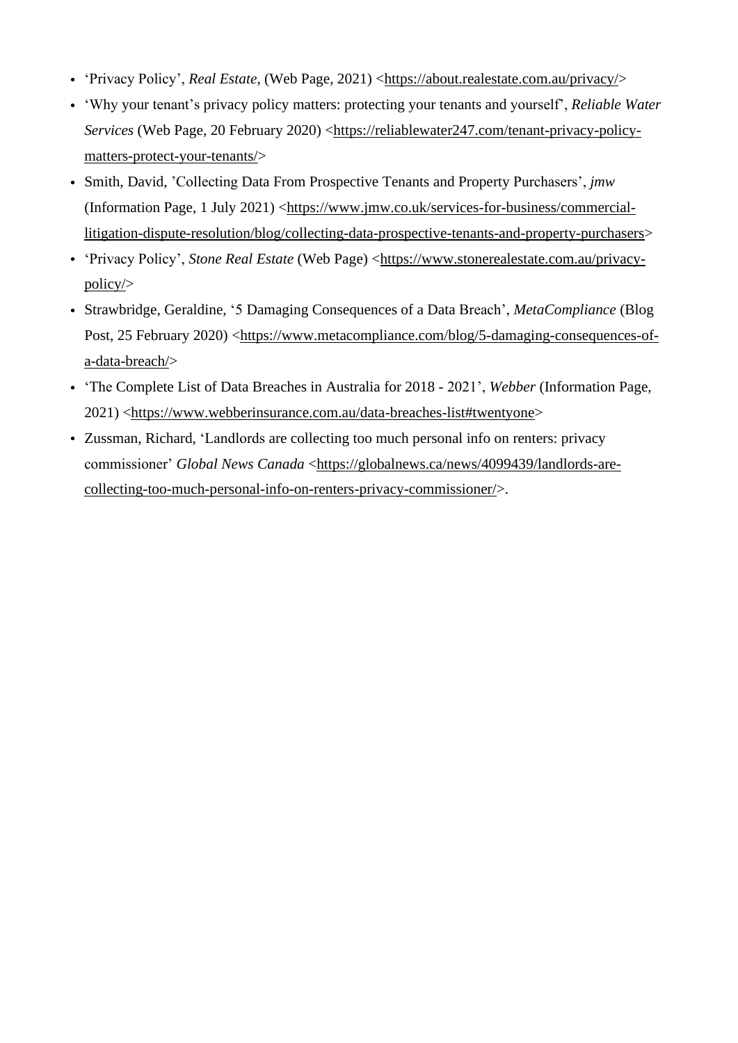- ‘Privacy Policy’, *Real Estate*, (Web Page, 2021) <https://about.realestate.com.au/privacy/>
- ‘Why your tenant’s privacy policy matters: protecting your tenants and yourself’, *Reliable Water Services* (Web Page, 20 February 2020) <https://reliablewater247.com/tenant-privacy-policy-matters-protect-your-tenants/>
- Smith, David, ’Collecting Data From Prospective Tenants and Property Purchasers’, *jmw* (Information Page, 1 July 2021) <https://www.jmw.co.uk/services-for-business/commercial-litigation-dispute-resolution/blog/collecting-data-prospective-tenants-and-property-purchasers>
- ‘Privacy Policy’, *Stone Real Estate* (Web Page) <https://www.stonerealestate.com.au/privacy-policy/>
- Strawbridge, Geraldine, ‘5 Damaging Consequences of a Data Breach’, *MetaCompliance* (Blog Post, 25 February 2020) <https://www.metacompliance.com/blog/5-damaging-consequences-of-a-data-breach/>
- ‘The Complete List of Data Breaches in Australia for 2018 - 2021’, *Webber* (Information Page, 2021) <https://www.webberinsurance.com.au/data-breaches-list#twentyone>
- Zussman, Richard, ‘Landlords are collecting too much personal info on renters: privacy commissioner’ *Global News Canada* <https://globalnews.ca/news/4099439/landlords-are-collecting-too-much-personal-info-on-renters-privacy-commissioner/>.